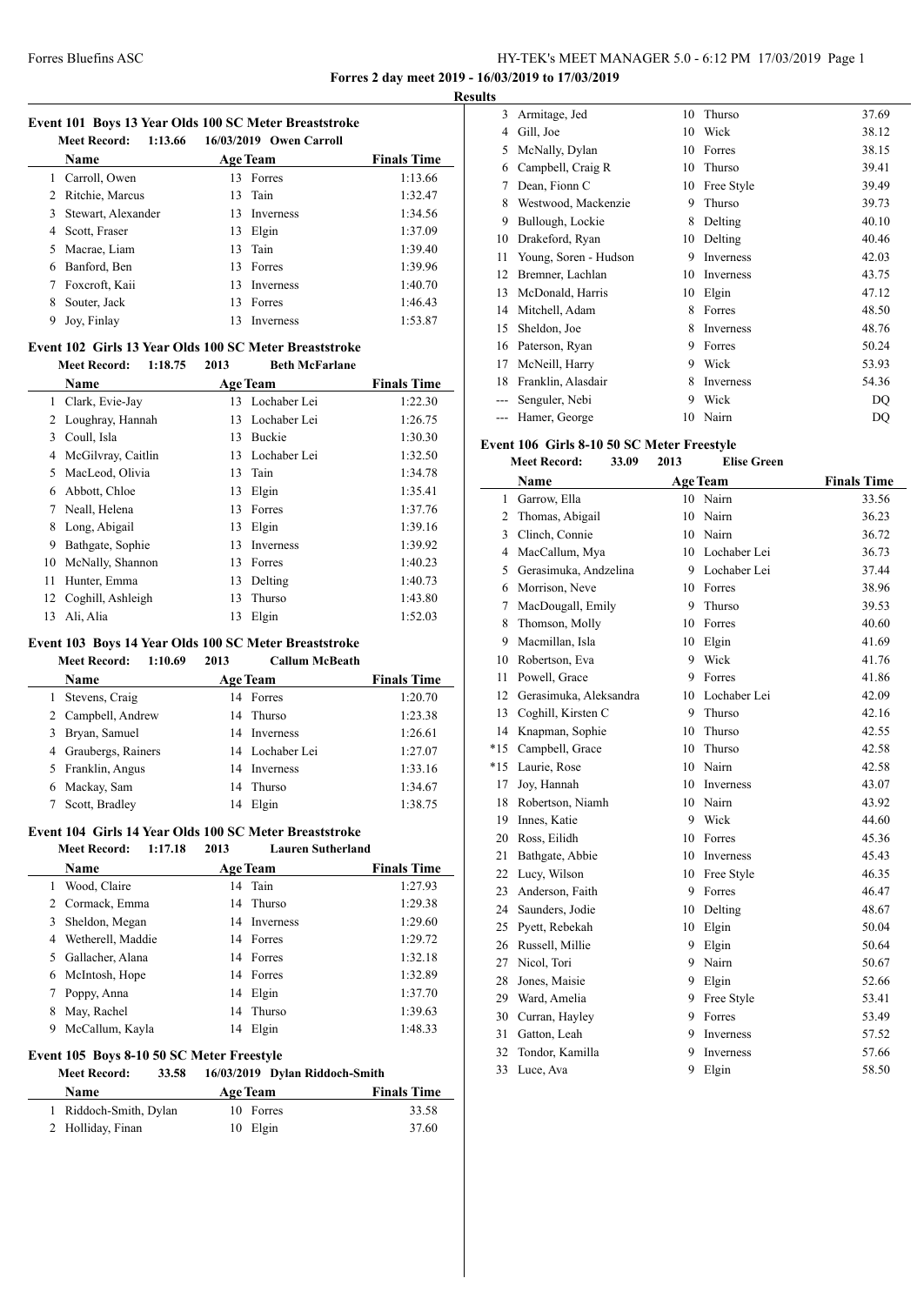**Forres 2 day meet 2019 - 16/03/2019 to 17/03/2019**

**Results**

### Event 101 Boys 13 Year Olds 100 SC Meter Breaststroke

Meet Record: 1:13.66 16/03/2019 Owen Carroll

| | Name | Age | Team | Finals Time |
|---|---|---|---|---|
| 1 | Carroll, Owen | 13 | Forres | 1:13.66 |
| 2 | Ritchie, Marcus | 13 | Tain | 1:32.47 |
| 3 | Stewart, Alexander | 13 | Inverness | 1:34.56 |
| 4 | Scott, Fraser | 13 | Elgin | 1:37.09 |
| 5 | Macrae, Liam | 13 | Tain | 1:39.40 |
| 6 | Banford, Ben | 13 | Forres | 1:39.96 |
| 7 | Foxcroft, Kaii | 13 | Inverness | 1:40.70 |
| 8 | Souter, Jack | 13 | Forres | 1:46.43 |
| 9 | Joy, Finlay | 13 | Inverness | 1:53.87 |

### Event 102 Girls 13 Year Olds 100 SC Meter Breaststroke

Meet Record: 1:18.75 2013 Beth McFarlane

| | Name | Age | Team | Finals Time |
|---|---|---|---|---|
| 1 | Clark, Evie-Jay | 13 | Lochaber Lei | 1:22.30 |
| 2 | Loughray, Hannah | 13 | Lochaber Lei | 1:26.75 |
| 3 | Coull, Isla | 13 | Buckie | 1:30.30 |
| 4 | McGilvray, Caitlin | 13 | Lochaber Lei | 1:32.50 |
| 5 | MacLeod, Olivia | 13 | Tain | 1:34.78 |
| 6 | Abbott, Chloe | 13 | Elgin | 1:35.41 |
| 7 | Neall, Helena | 13 | Forres | 1:37.76 |
| 8 | Long, Abigail | 13 | Elgin | 1:39.16 |
| 9 | Bathgate, Sophie | 13 | Inverness | 1:39.92 |
| 10 | McNally, Shannon | 13 | Forres | 1:40.23 |
| 11 | Hunter, Emma | 13 | Delting | 1:40.73 |
| 12 | Coghill, Ashleigh | 13 | Thurso | 1:43.80 |
| 13 | Ali, Alia | 13 | Elgin | 1:52.03 |

### Event 103 Boys 14 Year Olds 100 SC Meter Breaststroke

Meet Record: 1:10.69 2013 Callum McBeath

| | Name | Age | Team | Finals Time |
|---|---|---|---|---|
| 1 | Stevens, Craig | 14 | Forres | 1:20.70 |
| 2 | Campbell, Andrew | 14 | Thurso | 1:23.38 |
| 3 | Bryan, Samuel | 14 | Inverness | 1:26.61 |
| 4 | Graubergs, Rainers | 14 | Lochaber Lei | 1:27.07 |
| 5 | Franklin, Angus | 14 | Inverness | 1:33.16 |
| 6 | Mackay, Sam | 14 | Thurso | 1:34.67 |
| 7 | Scott, Bradley | 14 | Elgin | 1:38.75 |

### Event 104 Girls 14 Year Olds 100 SC Meter Breaststroke

Meet Record: 1:17.18 2013 Lauren Sutherland

| | Name | Age | Team | Finals Time |
|---|---|---|---|---|
| 1 | Wood, Claire | 14 | Tain | 1:27.93 |
| 2 | Cormack, Emma | 14 | Thurso | 1:29.38 |
| 3 | Sheldon, Megan | 14 | Inverness | 1:29.60 |
| 4 | Wetherell, Maddie | 14 | Forres | 1:29.72 |
| 5 | Gallacher, Alana | 14 | Forres | 1:32.18 |
| 6 | McIntosh, Hope | 14 | Forres | 1:32.89 |
| 7 | Poppy, Anna | 14 | Elgin | 1:37.70 |
| 8 | May, Rachel | 14 | Thurso | 1:39.63 |
| 9 | McCallum, Kayla | 14 | Elgin | 1:48.33 |

### Event 105 Boys 8-10 50 SC Meter Freestyle

Meet Record: 33.58 16/03/2019 Dylan Riddoch-Smith

| | Name | Age | Team | Finals Time |
|---|---|---|---|---|
| 1 | Riddoch-Smith, Dylan | 10 | Forres | 33.58 |
| 2 | Holliday, Finan | 10 | Elgin | 37.60 |
| 3 | Armitage, Jed | 10 | Thurso | 37.69 |
| 4 | Gill, Joe | 10 | Wick | 38.12 |
| 5 | McNally, Dylan | 10 | Forres | 38.15 |
| 6 | Campbell, Craig R | 10 | Thurso | 39.41 |
| 7 | Dean, Fionn C | 10 | Free Style | 39.49 |
| 8 | Westwood, Mackenzie | 9 | Thurso | 39.73 |
| 9 | Bullough, Lockie | 8 | Delting | 40.10 |
| 10 | Drakeford, Ryan | 10 | Delting | 40.46 |
| 11 | Young, Soren - Hudson | 9 | Inverness | 42.03 |
| 12 | Bremner, Lachlan | 10 | Inverness | 43.75 |
| 13 | McDonald, Harris | 10 | Elgin | 47.12 |
| 14 | Mitchell, Adam | 8 | Forres | 48.50 |
| 15 | Sheldon, Joe | 8 | Inverness | 48.76 |
| 16 | Paterson, Ryan | 9 | Forres | 50.24 |
| 17 | McNeill, Harry | 9 | Wick | 53.93 |
| 18 | Franklin, Alasdair | 8 | Inverness | 54.36 |
| --- | Senguler, Nebi | 9 | Wick | DQ |
| --- | Hamer, George | 10 | Nairn | DQ |

### Event 106 Girls 8-10 50 SC Meter Freestyle

Meet Record: 33.09 2013 Elise Green

| | Name | Age | Team | Finals Time |
|---|---|---|---|---|
| 1 | Garrow, Ella | 10 | Nairn | 33.56 |
| 2 | Thomas, Abigail | 10 | Nairn | 36.23 |
| 3 | Clinch, Connie | 10 | Nairn | 36.72 |
| 4 | MacCallum, Mya | 10 | Lochaber Lei | 36.73 |
| 5 | Gerasimuka, Andzelina | 9 | Lochaber Lei | 37.44 |
| 6 | Morrison, Neve | 10 | Forres | 38.96 |
| 7 | MacDougall, Emily | 9 | Thurso | 39.53 |
| 8 | Thomson, Molly | 10 | Forres | 40.60 |
| 9 | Macmillan, Isla | 10 | Elgin | 41.69 |
| 10 | Robertson, Eva | 9 | Wick | 41.76 |
| 11 | Powell, Grace | 9 | Forres | 41.86 |
| 12 | Gerasimuka, Aleksandra | 10 | Lochaber Lei | 42.09 |
| 13 | Coghill, Kirsten C | 9 | Thurso | 42.16 |
| 14 | Knapman, Sophie | 10 | Thurso | 42.55 |
| *15 | Campbell, Grace | 10 | Thurso | 42.58 |
| *15 | Laurie, Rose | 10 | Nairn | 42.58 |
| 17 | Joy, Hannah | 10 | Inverness | 43.07 |
| 18 | Robertson, Niamh | 10 | Nairn | 43.92 |
| 19 | Innes, Katie | 9 | Wick | 44.60 |
| 20 | Ross, Eilidh | 10 | Forres | 45.36 |
| 21 | Bathgate, Abbie | 10 | Inverness | 45.43 |
| 22 | Lucy, Wilson | 10 | Free Style | 46.35 |
| 23 | Anderson, Faith | 9 | Forres | 46.47 |
| 24 | Saunders, Jodie | 10 | Delting | 48.67 |
| 25 | Pyett, Rebekah | 10 | Elgin | 50.04 |
| 26 | Russell, Millie | 9 | Elgin | 50.64 |
| 27 | Nicol, Tori | 9 | Nairn | 50.67 |
| 28 | Jones, Maisie | 9 | Elgin | 52.66 |
| 29 | Ward, Amelia | 9 | Free Style | 53.41 |
| 30 | Curran, Hayley | 9 | Forres | 53.49 |
| 31 | Gatton, Leah | 9 | Inverness | 57.52 |
| 32 | Tondor, Kamilla | 9 | Inverness | 57.66 |
| 33 | Luce, Ava | 9 | Elgin | 58.50 |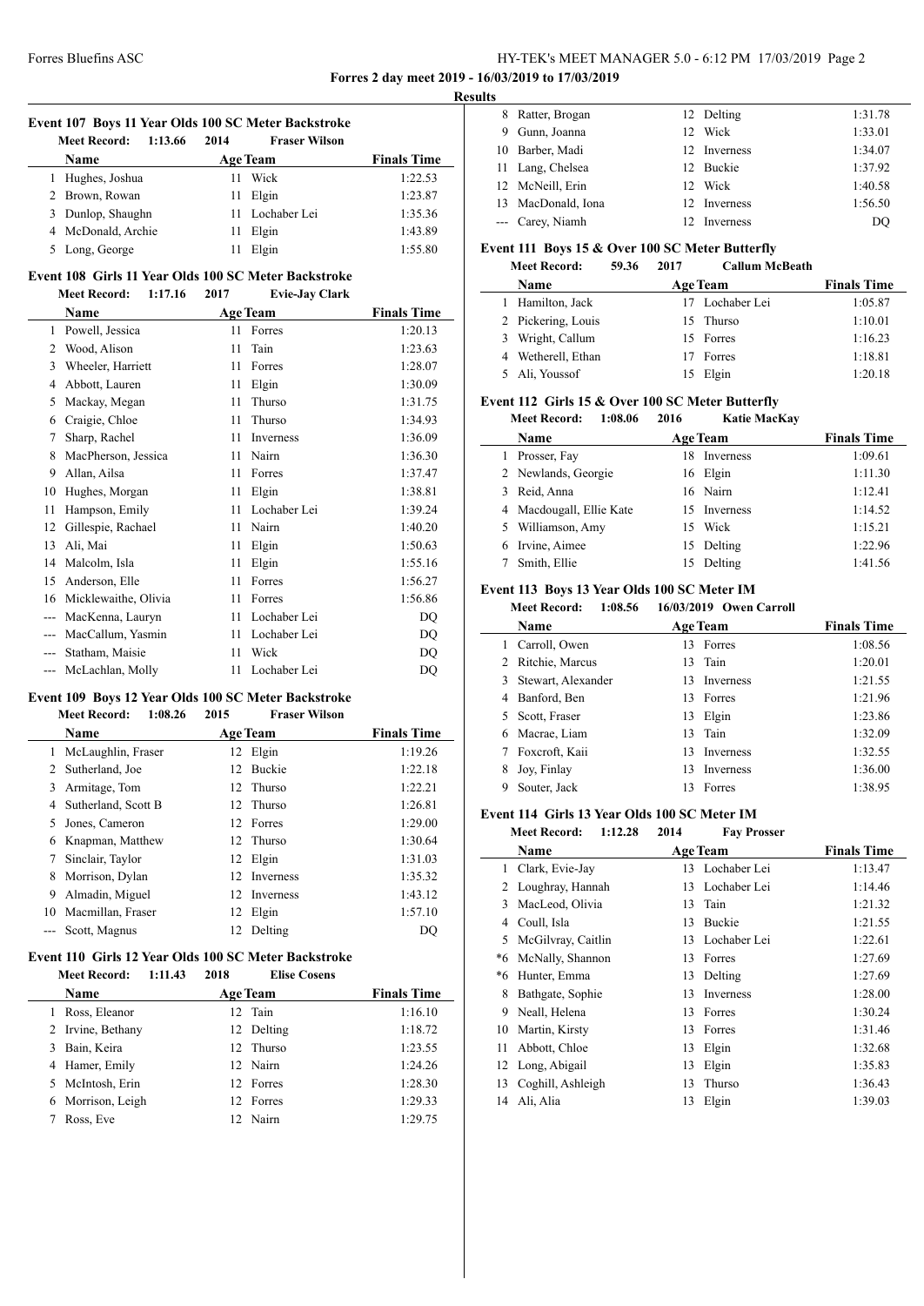## Results

### Event 107 Boys 11 Year Olds 100 SC Meter Backstroke

**Meet Record:** 1:13.66 2014 **Fraser Wilson**

| | Name | Age | Team | Finals Time |
|---|---|---|---|---|
| 1 | Hughes, Joshua | 11 | Wick | 1:22.53 |
| 2 | Brown, Rowan | 11 | Elgin | 1:23.87 |
| 3 | Dunlop, Shaughn | 11 | Lochaber Lei | 1:35.36 |
| 4 | McDonald, Archie | 11 | Elgin | 1:43.89 |
| 5 | Long, George | 11 | Elgin | 1:55.80 |

### Event 108 Girls 11 Year Olds 100 SC Meter Backstroke

**Meet Record:** 1:17.16 2017 **Evie-Jay Clark**

| | Name | Age | Team | Finals Time |
|---|---|---|---|---|
| 1 | Powell, Jessica | 11 | Forres | 1:20.13 |
| 2 | Wood, Alison | 11 | Tain | 1:23.63 |
| 3 | Wheeler, Harriett | 11 | Forres | 1:28.07 |
| 4 | Abbott, Lauren | 11 | Elgin | 1:30.09 |
| 5 | Mackay, Megan | 11 | Thurso | 1:31.75 |
| 6 | Craigie, Chloe | 11 | Thurso | 1:34.93 |
| 7 | Sharp, Rachel | 11 | Inverness | 1:36.09 |
| 8 | MacPherson, Jessica | 11 | Nairn | 1:36.30 |
| 9 | Allan, Ailsa | 11 | Forres | 1:37.47 |
| 10 | Hughes, Morgan | 11 | Elgin | 1:38.81 |
| 11 | Hampson, Emily | 11 | Lochaber Lei | 1:39.24 |
| 12 | Gillespie, Rachael | 11 | Nairn | 1:40.20 |
| 13 | Ali, Mai | 11 | Elgin | 1:50.63 |
| 14 | Malcolm, Isla | 11 | Elgin | 1:55.16 |
| 15 | Anderson, Elle | 11 | Forres | 1:56.27 |
| 16 | Micklewaithe, Olivia | 11 | Forres | 1:56.86 |
| --- | MacKenna, Lauryn | 11 | Lochaber Lei | DQ |
| --- | MacCallum, Yasmin | 11 | Lochaber Lei | DQ |
| --- | Statham, Maisie | 11 | Wick | DQ |
| --- | McLachlan, Molly | 11 | Lochaber Lei | DQ |

### Event 109 Boys 12 Year Olds 100 SC Meter Backstroke

**Meet Record:** 1:08.26 2015 **Fraser Wilson**

| | Name | Age | Team | Finals Time |
|---|---|---|---|---|
| 1 | McLaughlin, Fraser | 12 | Elgin | 1:19.26 |
| 2 | Sutherland, Joe | 12 | Buckie | 1:22.18 |
| 3 | Armitage, Tom | 12 | Thurso | 1:22.21 |
| 4 | Sutherland, Scott B | 12 | Thurso | 1:26.81 |
| 5 | Jones, Cameron | 12 | Forres | 1:29.00 |
| 6 | Knapman, Matthew | 12 | Thurso | 1:30.64 |
| 7 | Sinclair, Taylor | 12 | Elgin | 1:31.03 |
| 8 | Morrison, Dylan | 12 | Inverness | 1:35.32 |
| 9 | Almadin, Miguel | 12 | Inverness | 1:43.12 |
| 10 | Macmillan, Fraser | 12 | Elgin | 1:57.10 |
| --- | Scott, Magnus | 12 | Delting | DQ |

### Event 110 Girls 12 Year Olds 100 SC Meter Backstroke

**Meet Record:** 1:11.43 2018 **Elise Cosens**

| | Name | Age | Team | Finals Time |
|---|---|---|---|---|
| 1 | Ross, Eleanor | 12 | Tain | 1:16.10 |
| 2 | Irvine, Bethany | 12 | Delting | 1:18.72 |
| 3 | Bain, Keira | 12 | Thurso | 1:23.55 |
| 4 | Hamer, Emily | 12 | Nairn | 1:24.26 |
| 5 | McIntosh, Erin | 12 | Forres | 1:28.30 |
| 6 | Morrison, Leigh | 12 | Forres | 1:29.33 |
| 7 | Ross, Eve | 12 | Nairn | 1:29.75 |
| 8 | Ratter, Brogan | 12 | Delting | 1:31.78 |
| 9 | Gunn, Joanna | 12 | Wick | 1:33.01 |
| 10 | Barber, Madi | 12 | Inverness | 1:34.07 |
| 11 | Lang, Chelsea | 12 | Buckie | 1:37.92 |
| 12 | McNeill, Erin | 12 | Wick | 1:40.58 |
| 13 | MacDonald, Iona | 12 | Inverness | 1:56.50 |
| --- | Carey, Niamh | 12 | Inverness | DQ |

### Event 111 Boys 15 & Over 100 SC Meter Butterfly

**Meet Record:** 59.36 2017 **Callum McBeath**

| | Name | Age | Team | Finals Time |
|---|---|---|---|---|
| 1 | Hamilton, Jack | 17 | Lochaber Lei | 1:05.87 |
| 2 | Pickering, Louis | 15 | Thurso | 1:10.01 |
| 3 | Wright, Callum | 15 | Forres | 1:16.23 |
| 4 | Wetherell, Ethan | 17 | Forres | 1:18.81 |
| 5 | Ali, Youssof | 15 | Elgin | 1:20.18 |

### Event 112 Girls 15 & Over 100 SC Meter Butterfly

**Meet Record:** 1:08.06 2016 **Katie MacKay**

| | Name | Age | Team | Finals Time |
|---|---|---|---|---|
| 1 | Prosser, Fay | 18 | Inverness | 1:09.61 |
| 2 | Newlands, Georgie | 16 | Elgin | 1:11.30 |
| 3 | Reid, Anna | 16 | Nairn | 1:12.41 |
| 4 | Macdougall, Ellie Kate | 15 | Inverness | 1:14.52 |
| 5 | Williamson, Amy | 15 | Wick | 1:15.21 |
| 6 | Irvine, Aimee | 15 | Delting | 1:22.96 |
| 7 | Smith, Ellie | 15 | Delting | 1:41.56 |

### Event 113 Boys 13 Year Olds 100 SC Meter IM

**Meet Record:** 1:08.56 16/03/2019 **Owen Carroll**

| | Name | Age | Team | Finals Time |
|---|---|---|---|---|
| 1 | Carroll, Owen | 13 | Forres | 1:08.56 |
| 2 | Ritchie, Marcus | 13 | Tain | 1:20.01 |
| 3 | Stewart, Alexander | 13 | Inverness | 1:21.55 |
| 4 | Banford, Ben | 13 | Forres | 1:21.96 |
| 5 | Scott, Fraser | 13 | Elgin | 1:23.86 |
| 6 | Macrae, Liam | 13 | Tain | 1:32.09 |
| 7 | Foxcroft, Kaii | 13 | Inverness | 1:32.55 |
| 8 | Joy, Finlay | 13 | Inverness | 1:36.00 |
| 9 | Souter, Jack | 13 | Forres | 1:38.95 |

### Event 114 Girls 13 Year Olds 100 SC Meter IM

**Meet Record:** 1:12.28 2014 **Fay Prosser**

| | Name | Age | Team | Finals Time |
|---|---|---|---|---|
| 1 | Clark, Evie-Jay | 13 | Lochaber Lei | 1:13.47 |
| 2 | Loughray, Hannah | 13 | Lochaber Lei | 1:14.46 |
| 3 | MacLeod, Olivia | 13 | Tain | 1:21.32 |
| 4 | Coull, Isla | 13 | Buckie | 1:21.55 |
| 5 | McGilvray, Caitlin | 13 | Lochaber Lei | 1:22.61 |
| *6 | McNally, Shannon | 13 | Forres | 1:27.69 |
| *6 | Hunter, Emma | 13 | Delting | 1:27.69 |
| 8 | Bathgate, Sophie | 13 | Inverness | 1:28.00 |
| 9 | Neall, Helena | 13 | Forres | 1:30.24 |
| 10 | Martin, Kirsty | 13 | Forres | 1:31.46 |
| 11 | Abbott, Chloe | 13 | Elgin | 1:32.68 |
| 12 | Long, Abigail | 13 | Elgin | 1:35.83 |
| 13 | Coghill, Ashleigh | 13 | Thurso | 1:36.43 |
| 14 | Ali, Alia | 13 | Elgin | 1:39.03 |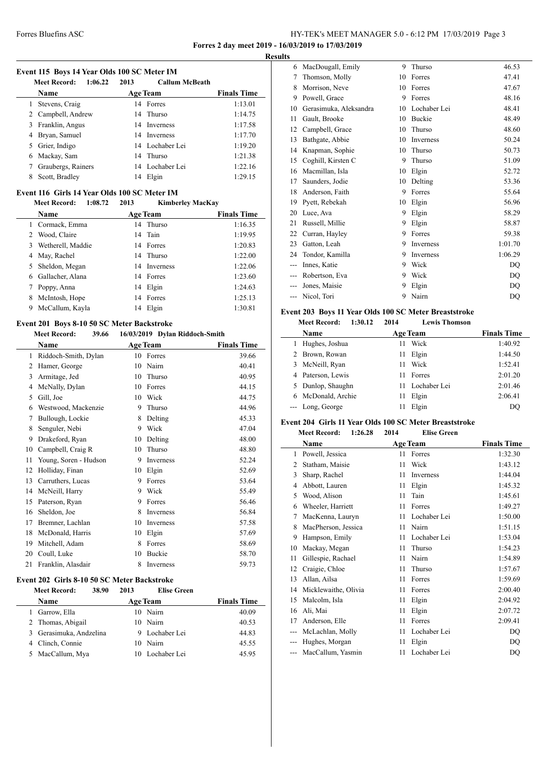**Forres 2 day meet 2019 - 16/03/2019 to 17/03/2019**

**Results**

### Event 115 Boys 14 Year Olds 100 SC Meter IM

Meet Record: 1:06.22 2013 Callum McBeath

| | Name | Age | Team | Finals Time |
|---|---|---|---|---|
| 1 | Stevens, Craig | 14 | Forres | 1:13.01 |
| 2 | Campbell, Andrew | 14 | Thurso | 1:14.75 |
| 3 | Franklin, Angus | 14 | Inverness | 1:17.58 |
| 4 | Bryan, Samuel | 14 | Inverness | 1:17.70 |
| 5 | Grier, Indigo | 14 | Lochaber Lei | 1:19.20 |
| 6 | Mackay, Sam | 14 | Thurso | 1:21.38 |
| 7 | Graubergs, Rainers | 14 | Lochaber Lei | 1:22.16 |
| 8 | Scott, Bradley | 14 | Elgin | 1:29.15 |

### Event 116 Girls 14 Year Olds 100 SC Meter IM

Meet Record: 1:08.72 2013 Kimberley MacKay

| | Name | Age | Team | Finals Time |
|---|---|---|---|---|
| 1 | Cormack, Emma | 14 | Thurso | 1:16.35 |
| 2 | Wood, Claire | 14 | Tain | 1:19.95 |
| 3 | Wetherell, Maddie | 14 | Forres | 1:20.83 |
| 4 | May, Rachel | 14 | Thurso | 1:22.00 |
| 5 | Sheldon, Megan | 14 | Inverness | 1:22.06 |
| 6 | Gallacher, Alana | 14 | Forres | 1:23.60 |
| 7 | Poppy, Anna | 14 | Elgin | 1:24.63 |
| 8 | McIntosh, Hope | 14 | Forres | 1:25.13 |
| 9 | McCallum, Kayla | 14 | Elgin | 1:30.81 |

### Event 201 Boys 8-10 50 SC Meter Backstroke

Meet Record: 39.66 16/03/2019 Dylan Riddoch-Smith

| | Name | Age | Team | Finals Time |
|---|---|---|---|---|
| 1 | Riddoch-Smith, Dylan | 10 | Forres | 39.66 |
| 2 | Hamer, George | 10 | Nairn | 40.41 |
| 3 | Armitage, Jed | 10 | Thurso | 40.95 |
| 4 | McNally, Dylan | 10 | Forres | 44.15 |
| 5 | Gill, Joe | 10 | Wick | 44.75 |
| 6 | Westwood, Mackenzie | 9 | Thurso | 44.96 |
| 7 | Bullough, Lockie | 8 | Delting | 45.33 |
| 8 | Senguler, Nebi | 9 | Wick | 47.04 |
| 9 | Drakeford, Ryan | 10 | Delting | 48.00 |
| 10 | Campbell, Craig R | 10 | Thurso | 48.80 |
| 11 | Young, Soren - Hudson | 9 | Inverness | 52.24 |
| 12 | Holliday, Finan | 10 | Elgin | 52.69 |
| 13 | Carruthers, Lucas | 9 | Forres | 53.64 |
| 14 | McNeill, Harry | 9 | Wick | 55.49 |
| 15 | Paterson, Ryan | 9 | Forres | 56.46 |
| 16 | Sheldon, Joe | 8 | Inverness | 56.84 |
| 17 | Bremner, Lachlan | 10 | Inverness | 57.58 |
| 18 | McDonald, Harris | 10 | Elgin | 57.69 |
| 19 | Mitchell, Adam | 8 | Forres | 58.69 |
| 20 | Coull, Luke | 10 | Buckie | 58.70 |
| 21 | Franklin, Alasdair | 8 | Inverness | 59.73 |

### Event 202 Girls 8-10 50 SC Meter Backstroke

Meet Record: 38.90 2013 Elise Green

| | Name | Age | Team | Finals Time |
|---|---|---|---|---|
| 1 | Garrow, Ella | 10 | Nairn | 40.09 |
| 2 | Thomas, Abigail | 10 | Nairn | 40.53 |
| 3 | Gerasimuka, Andzelina | 9 | Lochaber Lei | 44.83 |
| 4 | Clinch, Connie | 10 | Nairn | 45.55 |
| 5 | MacCallum, Mya | 10 | Lochaber Lei | 45.95 |
| 6 | MacDougall, Emily | 9 | Thurso | 46.53 |
| 7 | Thomson, Molly | 10 | Forres | 47.41 |
| 8 | Morrison, Neve | 10 | Forres | 47.67 |
| 9 | Powell, Grace | 9 | Forres | 48.16 |
| 10 | Gerasimuka, Aleksandra | 10 | Lochaber Lei | 48.41 |
| 11 | Gault, Brooke | 10 | Buckie | 48.49 |
| 12 | Campbell, Grace | 10 | Thurso | 48.60 |
| 13 | Bathgate, Abbie | 10 | Inverness | 50.24 |
| 14 | Knapman, Sophie | 10 | Thurso | 50.73 |
| 15 | Coghill, Kirsten C | 9 | Thurso | 51.09 |
| 16 | Macmillan, Isla | 10 | Elgin | 52.72 |
| 17 | Saunders, Jodie | 10 | Delting | 53.36 |
| 18 | Anderson, Faith | 9 | Forres | 55.64 |
| 19 | Pyett, Rebekah | 10 | Elgin | 56.96 |
| 20 | Luce, Ava | 9 | Elgin | 58.29 |
| 21 | Russell, Millie | 9 | Elgin | 58.87 |
| 22 | Curran, Hayley | 9 | Forres | 59.38 |
| 23 | Gatton, Leah | 9 | Inverness | 1:01.70 |
| 24 | Tondor, Kamilla | 9 | Inverness | 1:06.29 |
| --- | Innes, Katie | 9 | Wick | DQ |
| --- | Robertson, Eva | 9 | Wick | DQ |
| --- | Jones, Maisie | 9 | Elgin | DQ |
| --- | Nicol, Tori | 9 | Nairn | DQ |

### Event 203 Boys 11 Year Olds 100 SC Meter Breaststroke

Meet Record: 1:30.12 2014 Lewis Thomson

| | Name | Age | Team | Finals Time |
|---|---|---|---|---|
| 1 | Hughes, Joshua | 11 | Wick | 1:40.92 |
| 2 | Brown, Rowan | 11 | Elgin | 1:44.50 |
| 3 | McNeill, Ryan | 11 | Wick | 1:52.41 |
| 4 | Paterson, Lewis | 11 | Forres | 2:01.20 |
| 5 | Dunlop, Shaughn | 11 | Lochaber Lei | 2:01.46 |
| 6 | McDonald, Archie | 11 | Elgin | 2:06.41 |
| --- | Long, George | 11 | Elgin | DQ |

### Event 204 Girls 11 Year Olds 100 SC Meter Breaststroke

Meet Record: 1:26.28 2014 Elise Green

| | Name | Age | Team | Finals Time |
|---|---|---|---|---|
| 1 | Powell, Jessica | 11 | Forres | 1:32.30 |
| 2 | Statham, Maisie | 11 | Wick | 1:43.12 |
| 3 | Sharp, Rachel | 11 | Inverness | 1:44.04 |
| 4 | Abbott, Lauren | 11 | Elgin | 1:45.32 |
| 5 | Wood, Alison | 11 | Tain | 1:45.61 |
| 6 | Wheeler, Harriett | 11 | Forres | 1:49.27 |
| 7 | MacKenna, Lauryn | 11 | Lochaber Lei | 1:50.00 |
| 8 | MacPherson, Jessica | 11 | Nairn | 1:51.15 |
| 9 | Hampson, Emily | 11 | Lochaber Lei | 1:53.04 |
| 10 | Mackay, Megan | 11 | Thurso | 1:54.23 |
| 11 | Gillespie, Rachael | 11 | Nairn | 1:54.89 |
| 12 | Craigie, Chloe | 11 | Thurso | 1:57.67 |
| 13 | Allan, Ailsa | 11 | Forres | 1:59.69 |
| 14 | Micklewaithe, Olivia | 11 | Forres | 2:00.40 |
| 15 | Malcolm, Isla | 11 | Elgin | 2:04.92 |
| 16 | Ali, Mai | 11 | Elgin | 2:07.72 |
| 17 | Anderson, Elle | 11 | Forres | 2:09.41 |
| --- | McLachlan, Molly | 11 | Lochaber Lei | DQ |
| --- | Hughes, Morgan | 11 | Elgin | DQ |
| --- | MacCallum, Yasmin | 11 | Lochaber Lei | DQ |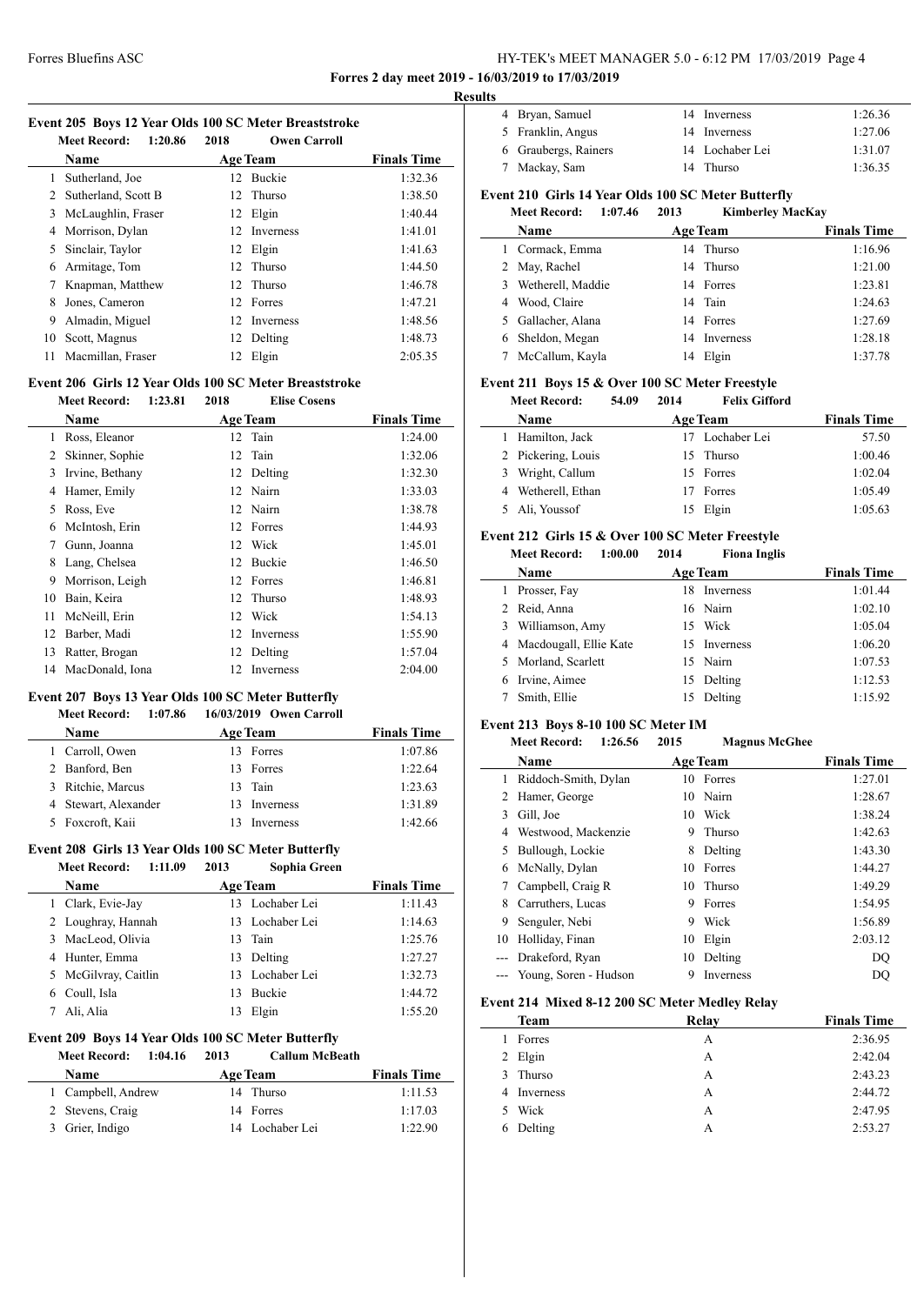**Forres 2 day meet 2019 - 16/03/2019 to 17/03/2019**

**Results**

### Event 205 Boys 12 Year Olds 100 SC Meter Breaststroke

Meet Record: 1:20.86 2018 Owen Carroll

| | Name | Age | Team | Finals Time |
|---|---|---|---|---|
| 1 | Sutherland, Joe | 12 | Buckie | 1:32.36 |
| 2 | Sutherland, Scott B | 12 | Thurso | 1:38.50 |
| 3 | McLaughlin, Fraser | 12 | Elgin | 1:40.44 |
| 4 | Morrison, Dylan | 12 | Inverness | 1:41.01 |
| 5 | Sinclair, Taylor | 12 | Elgin | 1:41.63 |
| 6 | Armitage, Tom | 12 | Thurso | 1:44.50 |
| 7 | Knapman, Matthew | 12 | Thurso | 1:46.78 |
| 8 | Jones, Cameron | 12 | Forres | 1:47.21 |
| 9 | Almadin, Miguel | 12 | Inverness | 1:48.56 |
| 10 | Scott, Magnus | 12 | Delting | 1:48.73 |
| 11 | Macmillan, Fraser | 12 | Elgin | 2:05.35 |

### Event 206 Girls 12 Year Olds 100 SC Meter Breaststroke

Meet Record: 1:23.81 2018 Elise Cosens

| | Name | Age | Team | Finals Time |
|---|---|---|---|---|
| 1 | Ross, Eleanor | 12 | Tain | 1:24.00 |
| 2 | Skinner, Sophie | 12 | Tain | 1:32.06 |
| 3 | Irvine, Bethany | 12 | Delting | 1:32.30 |
| 4 | Hamer, Emily | 12 | Nairn | 1:33.03 |
| 5 | Ross, Eve | 12 | Nairn | 1:38.78 |
| 6 | McIntosh, Erin | 12 | Forres | 1:44.93 |
| 7 | Gunn, Joanna | 12 | Wick | 1:45.01 |
| 8 | Lang, Chelsea | 12 | Buckie | 1:46.50 |
| 9 | Morrison, Leigh | 12 | Forres | 1:46.81 |
| 10 | Bain, Keira | 12 | Thurso | 1:48.93 |
| 11 | McNeill, Erin | 12 | Wick | 1:54.13 |
| 12 | Barber, Madi | 12 | Inverness | 1:55.90 |
| 13 | Ratter, Brogan | 12 | Delting | 1:57.04 |
| 14 | MacDonald, Iona | 12 | Inverness | 2:04.00 |

### Event 207 Boys 13 Year Olds 100 SC Meter Butterfly

Meet Record: 1:07.86 16/03/2019 Owen Carroll

| | Name | Age | Team | Finals Time |
|---|---|---|---|---|
| 1 | Carroll, Owen | 13 | Forres | 1:07.86 |
| 2 | Banford, Ben | 13 | Forres | 1:22.64 |
| 3 | Ritchie, Marcus | 13 | Tain | 1:23.63 |
| 4 | Stewart, Alexander | 13 | Inverness | 1:31.89 |
| 5 | Foxcroft, Kaii | 13 | Inverness | 1:42.66 |

### Event 208 Girls 13 Year Olds 100 SC Meter Butterfly

Meet Record: 1:11.09 2013 Sophia Green

| | Name | Age | Team | Finals Time |
|---|---|---|---|---|
| 1 | Clark, Evie-Jay | 13 | Lochaber Lei | 1:11.43 |
| 2 | Loughray, Hannah | 13 | Lochaber Lei | 1:14.63 |
| 3 | MacLeod, Olivia | 13 | Tain | 1:25.76 |
| 4 | Hunter, Emma | 13 | Delting | 1:27.27 |
| 5 | McGilvray, Caitlin | 13 | Lochaber Lei | 1:32.73 |
| 6 | Coull, Isla | 13 | Buckie | 1:44.72 |
| 7 | Ali, Alia | 13 | Elgin | 1:55.20 |

### Event 209 Boys 14 Year Olds 100 SC Meter Butterfly

Meet Record: 1:04.16 2013 Callum McBeath

| | Name | Age | Team | Finals Time |
|---|---|---|---|---|
| 1 | Campbell, Andrew | 14 | Thurso | 1:11.53 |
| 2 | Stevens, Craig | 14 | Forres | 1:17.03 |
| 3 | Grier, Indigo | 14 | Lochaber Lei | 1:22.90 |
| 4 | Bryan, Samuel | 14 | Inverness | 1:26.36 |
| 5 | Franklin, Angus | 14 | Inverness | 1:27.06 |
| 6 | Graubergs, Rainers | 14 | Lochaber Lei | 1:31.07 |
| 7 | Mackay, Sam | 14 | Thurso | 1:36.35 |

### Event 210 Girls 14 Year Olds 100 SC Meter Butterfly

Meet Record: 1:07.46 2013 Kimberley MacKay

| | Name | Age | Team | Finals Time |
|---|---|---|---|---|
| 1 | Cormack, Emma | 14 | Thurso | 1:16.96 |
| 2 | May, Rachel | 14 | Thurso | 1:21.00 |
| 3 | Wetherell, Maddie | 14 | Forres | 1:23.81 |
| 4 | Wood, Claire | 14 | Tain | 1:24.63 |
| 5 | Gallacher, Alana | 14 | Forres | 1:27.69 |
| 6 | Sheldon, Megan | 14 | Inverness | 1:28.18 |
| 7 | McCallum, Kayla | 14 | Elgin | 1:37.78 |

### Event 211 Boys 15 & Over 100 SC Meter Freestyle

Meet Record: 54.09 2014 Felix Gifford

| | Name | Age | Team | Finals Time |
|---|---|---|---|---|
| 1 | Hamilton, Jack | 17 | Lochaber Lei | 57.50 |
| 2 | Pickering, Louis | 15 | Thurso | 1:00.46 |
| 3 | Wright, Callum | 15 | Forres | 1:02.04 |
| 4 | Wetherell, Ethan | 17 | Forres | 1:05.49 |
| 5 | Ali, Youssof | 15 | Elgin | 1:05.63 |

### Event 212 Girls 15 & Over 100 SC Meter Freestyle

Meet Record: 1:00.00 2014 Fiona Inglis

| | Name | Age | Team | Finals Time |
|---|---|---|---|---|
| 1 | Prosser, Fay | 18 | Inverness | 1:01.44 |
| 2 | Reid, Anna | 16 | Nairn | 1:02.10 |
| 3 | Williamson, Amy | 15 | Wick | 1:05.04 |
| 4 | Macdougall, Ellie Kate | 15 | Inverness | 1:06.20 |
| 5 | Morland, Scarlett | 15 | Nairn | 1:07.53 |
| 6 | Irvine, Aimee | 15 | Delting | 1:12.53 |
| 7 | Smith, Ellie | 15 | Delting | 1:15.92 |

### Event 213 Boys 8-10 100 SC Meter IM

Meet Record: 1:26.56 2015 Magnus McGhee

| | Name | Age | Team | Finals Time |
|---|---|---|---|---|
| 1 | Riddoch-Smith, Dylan | 10 | Forres | 1:27.01 |
| 2 | Hamer, George | 10 | Nairn | 1:28.67 |
| 3 | Gill, Joe | 10 | Wick | 1:38.24 |
| 4 | Westwood, Mackenzie | 9 | Thurso | 1:42.63 |
| 5 | Bullough, Lockie | 8 | Delting | 1:43.30 |
| 6 | McNally, Dylan | 10 | Forres | 1:44.27 |
| 7 | Campbell, Craig R | 10 | Thurso | 1:49.29 |
| 8 | Carruthers, Lucas | 9 | Forres | 1:54.95 |
| 9 | Senguler, Nebi | 9 | Wick | 1:56.89 |
| 10 | Holliday, Finan | 10 | Elgin | 2:03.12 |
| --- | Drakeford, Ryan | 10 | Delting | DQ |
| --- | Young, Soren - Hudson | 9 | Inverness | DQ |

### Event 214 Mixed 8-12 200 SC Meter Medley Relay

| | Team | Relay | Finals Time |
|---|---|---|---|
| 1 | Forres | A | 2:36.95 |
| 2 | Elgin | A | 2:42.04 |
| 3 | Thurso | A | 2:43.23 |
| 4 | Inverness | A | 2:44.72 |
| 5 | Wick | A | 2:47.95 |
| 6 | Delting | A | 2:53.27 |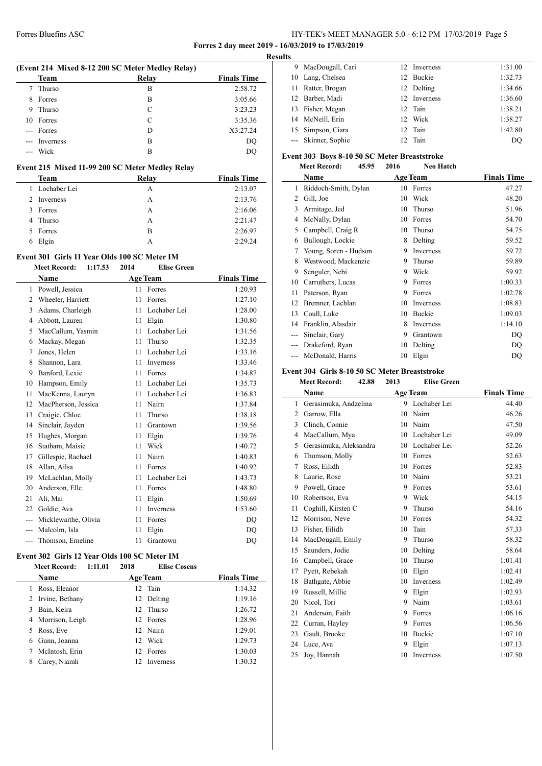## Results

### (Event 214 Mixed 8-12 200 SC Meter Medley Relay)

| | Team | Relay | Finals Time |
|---|---|---|---|
| 7 | Thurso | B | 2:58.72 |
| 8 | Forres | B | 3:05.66 |
| 9 | Thurso | C | 3:23.23 |
| 10 | Forres | C | 3:35.36 |
| --- | Forres | D | X3:27.24 |
| --- | Inverness | B | DQ |
| --- | Wick | B | DQ |

### Event 215 Mixed 11-99 200 SC Meter Medley Relay

| | Team | Relay | Finals Time |
|---|---|---|---|
| 1 | Lochaber Lei | A | 2:13.07 |
| 2 | Inverness | A | 2:13.76 |
| 3 | Forres | A | 2:16.06 |
| 4 | Thurso | A | 2:21.47 |
| 5 | Forres | B | 2:26.97 |
| 6 | Elgin | A | 2:29.24 |

### Event 301 Girls 11 Year Olds 100 SC Meter IM

Meet Record: 1:17.53 2014 Elise Green

| | Name | Age | Team | Finals Time |
|---|---|---|---|---|
| 1 | Powell, Jessica | 11 | Forres | 1:20.93 |
| 2 | Wheeler, Harriett | 11 | Forres | 1:27.10 |
| 3 | Adams, Charleigh | 11 | Lochaber Lei | 1:28.00 |
| 4 | Abbott, Lauren | 11 | Elgin | 1:30.80 |
| 5 | MacCallum, Yasmin | 11 | Lochaber Lei | 1:31.56 |
| 6 | Mackay, Megan | 11 | Thurso | 1:32.35 |
| 7 | Jones, Helen | 11 | Lochaber Lei | 1:33.16 |
| 8 | Shannon, Lara | 11 | Inverness | 1:33.46 |
| 9 | Banford, Lexie | 11 | Forres | 1:34.87 |
| 10 | Hampson, Emily | 11 | Lochaber Lei | 1:35.73 |
| 11 | MacKenna, Lauryn | 11 | Lochaber Lei | 1:36.83 |
| 12 | MacPherson, Jessica | 11 | Nairn | 1:37.84 |
| 13 | Craigie, Chloe | 11 | Thurso | 1:38.18 |
| 14 | Sinclair, Jayden | 11 | Grantown | 1:39.56 |
| 15 | Hughes, Morgan | 11 | Elgin | 1:39.76 |
| 16 | Statham, Maisie | 11 | Wick | 1:40.72 |
| 17 | Gillespie, Rachael | 11 | Nairn | 1:40.83 |
| 18 | Allan, Ailsa | 11 | Forres | 1:40.92 |
| 19 | McLachlan, Molly | 11 | Lochaber Lei | 1:43.73 |
| 20 | Anderson, Elle | 11 | Forres | 1:48.80 |
| 21 | Ali, Mai | 11 | Elgin | 1:50.69 |
| 22 | Goldie, Ava | 11 | Inverness | 1:53.60 |
| --- | Micklewaithe, Olivia | 11 | Forres | DQ |
| --- | Malcolm, Isla | 11 | Elgin | DQ |
| --- | Thomson, Emeline | 11 | Grantown | DQ |

### Event 302 Girls 12 Year Olds 100 SC Meter IM

Meet Record: 1:11.01 2018 Elise Cosens

| | Name | Age | Team | Finals Time |
|---|---|---|---|---|
| 1 | Ross, Eleanor | 12 | Tain | 1:14.32 |
| 2 | Irvine, Bethany | 12 | Delting | 1:19.16 |
| 3 | Bain, Keira | 12 | Thurso | 1:26.72 |
| 4 | Morrison, Leigh | 12 | Forres | 1:28.96 |
| 5 | Ross, Eve | 12 | Nairn | 1:29.01 |
| 6 | Gunn, Joanna | 12 | Wick | 1:29.73 |
| 7 | McIntosh, Erin | 12 | Forres | 1:30.03 |
| 8 | Carey, Niamh | 12 | Inverness | 1:30.32 |
| 9 | MacDougall, Cari | 12 | Inverness | 1:31.00 |
| 10 | Lang, Chelsea | 12 | Buckie | 1:32.73 |
| 11 | Ratter, Brogan | 12 | Delting | 1:34.66 |
| 12 | Barber, Madi | 12 | Inverness | 1:36.60 |
| 13 | Fisher, Megan | 12 | Tain | 1:38.21 |
| 14 | McNeill, Erin | 12 | Wick | 1:38.27 |
| 15 | Simpson, Ciara | 12 | Tain | 1:42.80 |
| --- | Skinner, Sophie | 12 | Tain | DQ |

### Event 303 Boys 8-10 50 SC Meter Breaststroke

Meet Record: 45.95 2016 Neo Hatch

| | Name | Age | Team | Finals Time |
|---|---|---|---|---|
| 1 | Riddoch-Smith, Dylan | 10 | Forres | 47.27 |
| 2 | Gill, Joe | 10 | Wick | 48.20 |
| 3 | Armitage, Jed | 10 | Thurso | 51.96 |
| 4 | McNally, Dylan | 10 | Forres | 54.70 |
| 5 | Campbell, Craig R | 10 | Thurso | 54.75 |
| 6 | Bullough, Lockie | 8 | Delting | 59.52 |
| 7 | Young, Soren - Hudson | 9 | Inverness | 59.72 |
| 8 | Westwood, Mackenzie | 9 | Thurso | 59.89 |
| 9 | Senguler, Nebi | 9 | Wick | 59.92 |
| 10 | Carruthers, Lucas | 9 | Forres | 1:00.33 |
| 11 | Paterson, Ryan | 9 | Forres | 1:02.78 |
| 12 | Bremner, Lachlan | 10 | Inverness | 1:08.83 |
| 13 | Coull, Luke | 10 | Buckie | 1:09.03 |
| 14 | Franklin, Alasdair | 8 | Inverness | 1:14.10 |
| --- | Sinclair, Gary | 9 | Grantown | DQ |
| --- | Drakeford, Ryan | 10 | Delting | DQ |
| --- | McDonald, Harris | 10 | Elgin | DQ |

### Event 304 Girls 8-10 50 SC Meter Breaststroke

Meet Record: 42.88 2013 Elise Green

| | Name | Age | Team | Finals Time |
|---|---|---|---|---|
| 1 | Gerasimuka, Andzelina | 9 | Lochaber Lei | 44.40 |
| 2 | Garrow, Ella | 10 | Nairn | 46.26 |
| 3 | Clinch, Connie | 10 | Nairn | 47.50 |
| 4 | MacCallum, Mya | 10 | Lochaber Lei | 49.09 |
| 5 | Gerasimuka, Aleksandra | 10 | Lochaber Lei | 52.26 |
| 6 | Thomson, Molly | 10 | Forres | 52.63 |
| 7 | Ross, Eilidh | 10 | Forres | 52.83 |
| 8 | Laurie, Rose | 10 | Nairn | 53.21 |
| 9 | Powell, Grace | 9 | Forres | 53.61 |
| 10 | Robertson, Eva | 9 | Wick | 54.15 |
| 11 | Coghill, Kirsten C | 9 | Thurso | 54.16 |
| 12 | Morrison, Neve | 10 | Forres | 54.32 |
| 13 | Fisher, Eilidh | 10 | Tain | 57.33 |
| 14 | MacDougall, Emily | 9 | Thurso | 58.32 |
| 15 | Saunders, Jodie | 10 | Delting | 58.64 |
| 16 | Campbell, Grace | 10 | Thurso | 1:01.41 |
| 17 | Pyett, Rebekah | 10 | Elgin | 1:02.41 |
| 18 | Bathgate, Abbie | 10 | Inverness | 1:02.49 |
| 19 | Russell, Millie | 9 | Elgin | 1:02.93 |
| 20 | Nicol, Tori | 9 | Nairn | 1:03.61 |
| 21 | Anderson, Faith | 9 | Forres | 1:06.16 |
| 22 | Curran, Hayley | 9 | Forres | 1:06.56 |
| 23 | Gault, Brooke | 10 | Buckie | 1:07.10 |
| 24 | Luce, Ava | 9 | Elgin | 1:07.13 |
| 25 | Joy, Hannah | 10 | Inverness | 1:07.50 |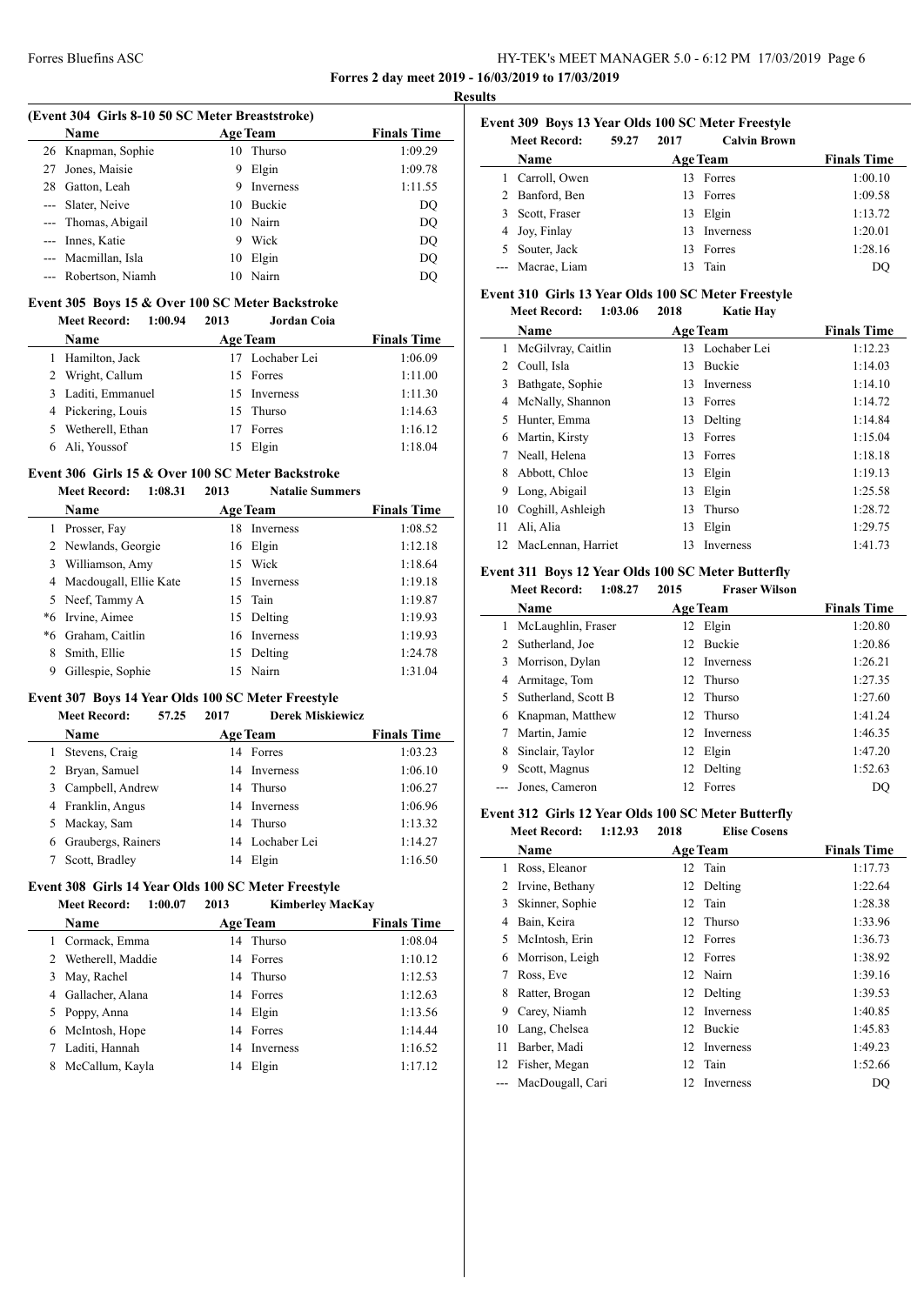**Forres 2 day meet 2019 - 16/03/2019 to 17/03/2019**

**Results**

### (Event 304 Girls 8-10 50 SC Meter Breaststroke)

| | Name | Age | Team | Finals Time |
|---|---|---|---|---|
| 26 | Knapman, Sophie | 10 | Thurso | 1:09.29 |
| 27 | Jones, Maisie | 9 | Elgin | 1:09.78 |
| 28 | Gatton, Leah | 9 | Inverness | 1:11.55 |
| --- | Slater, Neive | 10 | Buckie | DQ |
| --- | Thomas, Abigail | 10 | Nairn | DQ |
| --- | Innes, Katie | 9 | Wick | DQ |
| --- | Macmillan, Isla | 10 | Elgin | DQ |
| --- | Robertson, Niamh | 10 | Nairn | DQ |

### Event 305 Boys 15 & Over 100 SC Meter Backstroke

**Meet Record:** 1:00.94 2013 **Jordan Coia**

| | Name | Age | Team | Finals Time |
|---|---|---|---|---|
| 1 | Hamilton, Jack | 17 | Lochaber Lei | 1:06.09 |
| 2 | Wright, Callum | 15 | Forres | 1:11.00 |
| 3 | Laditi, Emmanuel | 15 | Inverness | 1:11.30 |
| 4 | Pickering, Louis | 15 | Thurso | 1:14.63 |
| 5 | Wetherell, Ethan | 17 | Forres | 1:16.12 |
| 6 | Ali, Youssof | 15 | Elgin | 1:18.04 |

### Event 306 Girls 15 & Over 100 SC Meter Backstroke

**Meet Record:** 1:08.31 2013 **Natalie Summers**

| | Name | Age | Team | Finals Time |
|---|---|---|---|---|
| 1 | Prosser, Fay | 18 | Inverness | 1:08.52 |
| 2 | Newlands, Georgie | 16 | Elgin | 1:12.18 |
| 3 | Williamson, Amy | 15 | Wick | 1:18.64 |
| 4 | Macdougall, Ellie Kate | 15 | Inverness | 1:19.18 |
| 5 | Neef, Tammy A | 15 | Tain | 1:19.87 |
| *6 | Irvine, Aimee | 15 | Delting | 1:19.93 |
| *6 | Graham, Caitlin | 16 | Inverness | 1:19.93 |
| 8 | Smith, Ellie | 15 | Delting | 1:24.78 |
| 9 | Gillespie, Sophie | 15 | Nairn | 1:31.04 |

### Event 307 Boys 14 Year Olds 100 SC Meter Freestyle

**Meet Record:** 57.25 2017 **Derek Miskiewicz**

| | Name | Age | Team | Finals Time |
|---|---|---|---|---|
| 1 | Stevens, Craig | 14 | Forres | 1:03.23 |
| 2 | Bryan, Samuel | 14 | Inverness | 1:06.10 |
| 3 | Campbell, Andrew | 14 | Thurso | 1:06.27 |
| 4 | Franklin, Angus | 14 | Inverness | 1:06.96 |
| 5 | Mackay, Sam | 14 | Thurso | 1:13.32 |
| 6 | Graubergs, Rainers | 14 | Lochaber Lei | 1:14.27 |
| 7 | Scott, Bradley | 14 | Elgin | 1:16.50 |

### Event 308 Girls 14 Year Olds 100 SC Meter Freestyle

**Meet Record:** 1:00.07 2013 **Kimberley MacKay**

| | Name | Age | Team | Finals Time |
|---|---|---|---|---|
| 1 | Cormack, Emma | 14 | Thurso | 1:08.04 |
| 2 | Wetherell, Maddie | 14 | Forres | 1:10.12 |
| 3 | May, Rachel | 14 | Thurso | 1:12.53 |
| 4 | Gallacher, Alana | 14 | Forres | 1:12.63 |
| 5 | Poppy, Anna | 14 | Elgin | 1:13.56 |
| 6 | McIntosh, Hope | 14 | Forres | 1:14.44 |
| 7 | Laditi, Hannah | 14 | Inverness | 1:16.52 |
| 8 | McCallum, Kayla | 14 | Elgin | 1:17.12 |

### Event 309 Boys 13 Year Olds 100 SC Meter Freestyle

**Meet Record:** 59.27 2017 **Calvin Brown**

| | Name | Age | Team | Finals Time |
|---|---|---|---|---|
| 1 | Carroll, Owen | 13 | Forres | 1:00.10 |
| 2 | Banford, Ben | 13 | Forres | 1:09.58 |
| 3 | Scott, Fraser | 13 | Elgin | 1:13.72 |
| 4 | Joy, Finlay | 13 | Inverness | 1:20.01 |
| 5 | Souter, Jack | 13 | Forres | 1:28.16 |
| --- | Macrae, Liam | 13 | Tain | DQ |

### Event 310 Girls 13 Year Olds 100 SC Meter Freestyle

**Meet Record:** 1:03.06 2018 **Katie Hay**

| | Name | Age | Team | Finals Time |
|---|---|---|---|---|
| 1 | McGilvray, Caitlin | 13 | Lochaber Lei | 1:12.23 |
| 2 | Coull, Isla | 13 | Buckie | 1:14.03 |
| 3 | Bathgate, Sophie | 13 | Inverness | 1:14.10 |
| 4 | McNally, Shannon | 13 | Forres | 1:14.72 |
| 5 | Hunter, Emma | 13 | Delting | 1:14.84 |
| 6 | Martin, Kirsty | 13 | Forres | 1:15.04 |
| 7 | Neall, Helena | 13 | Forres | 1:18.18 |
| 8 | Abbott, Chloe | 13 | Elgin | 1:19.13 |
| 9 | Long, Abigail | 13 | Elgin | 1:25.58 |
| 10 | Coghill, Ashleigh | 13 | Thurso | 1:28.72 |
| 11 | Ali, Alia | 13 | Elgin | 1:29.75 |
| 12 | MacLennan, Harriet | 13 | Inverness | 1:41.73 |

### Event 311 Boys 12 Year Olds 100 SC Meter Butterfly

**Meet Record:** 1:08.27 2015 **Fraser Wilson**

| | Name | Age | Team | Finals Time |
|---|---|---|---|---|
| 1 | McLaughlin, Fraser | 12 | Elgin | 1:20.80 |
| 2 | Sutherland, Joe | 12 | Buckie | 1:20.86 |
| 3 | Morrison, Dylan | 12 | Inverness | 1:26.21 |
| 4 | Armitage, Tom | 12 | Thurso | 1:27.35 |
| 5 | Sutherland, Scott B | 12 | Thurso | 1:27.60 |
| 6 | Knapman, Matthew | 12 | Thurso | 1:41.24 |
| 7 | Martin, Jamie | 12 | Inverness | 1:46.35 |
| 8 | Sinclair, Taylor | 12 | Elgin | 1:47.20 |
| 9 | Scott, Magnus | 12 | Delting | 1:52.63 |
| --- | Jones, Cameron | 12 | Forres | DQ |

### Event 312 Girls 12 Year Olds 100 SC Meter Butterfly

**Meet Record:** 1:12.93 2018 **Elise Cosens**

| | Name | Age | Team | Finals Time |
|---|---|---|---|---|
| 1 | Ross, Eleanor | 12 | Tain | 1:17.73 |
| 2 | Irvine, Bethany | 12 | Delting | 1:22.64 |
| 3 | Skinner, Sophie | 12 | Tain | 1:28.38 |
| 4 | Bain, Keira | 12 | Thurso | 1:33.96 |
| 5 | McIntosh, Erin | 12 | Forres | 1:36.73 |
| 6 | Morrison, Leigh | 12 | Forres | 1:38.92 |
| 7 | Ross, Eve | 12 | Nairn | 1:39.16 |
| 8 | Ratter, Brogan | 12 | Delting | 1:39.53 |
| 9 | Carey, Niamh | 12 | Inverness | 1:40.85 |
| 10 | Lang, Chelsea | 12 | Buckie | 1:45.83 |
| 11 | Barber, Madi | 12 | Inverness | 1:49.23 |
| 12 | Fisher, Megan | 12 | Tain | 1:52.66 |
| --- | MacDougall, Cari | 12 | Inverness | DQ |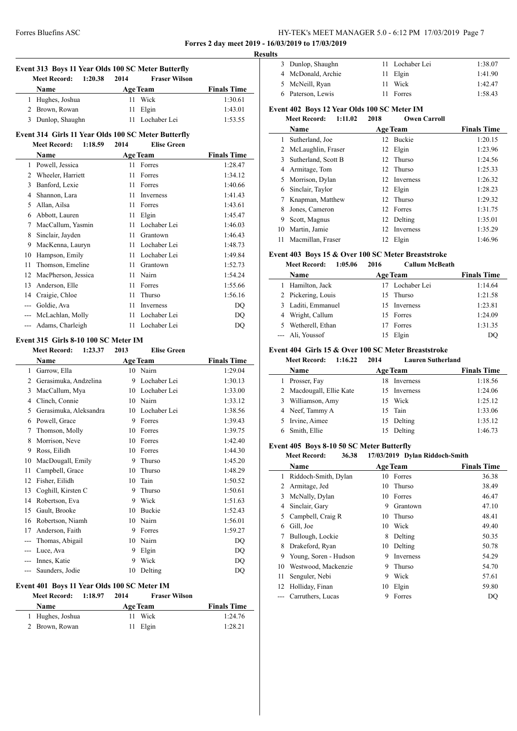**Forres 2 day meet 2019 - 16/03/2019 to 17/03/2019**

**Results**

### Event 313 Boys 11 Year Olds 100 SC Meter Butterfly

Meet Record: 1:20.38 2014 Fraser Wilson

| | Name | Age | Team | Finals Time |
|---|---|---|---|---|
| 1 | Hughes, Joshua | 11 | Wick | 1:30.61 |
| 2 | Brown, Rowan | 11 | Elgin | 1:43.01 |
| 3 | Dunlop, Shaughn | 11 | Lochaber Lei | 1:53.55 |

### Event 314 Girls 11 Year Olds 100 SC Meter Butterfly

Meet Record: 1:18.59 2014 Elise Green

| | Name | Age | Team | Finals Time |
|---|---|---|---|---|
| 1 | Powell, Jessica | 11 | Forres | 1:28.47 |
| 2 | Wheeler, Harriett | 11 | Forres | 1:34.12 |
| 3 | Banford, Lexie | 11 | Forres | 1:40.66 |
| 4 | Shannon, Lara | 11 | Inverness | 1:41.43 |
| 5 | Allan, Ailsa | 11 | Forres | 1:43.61 |
| 6 | Abbott, Lauren | 11 | Elgin | 1:45.47 |
| 7 | MacCallum, Yasmin | 11 | Lochaber Lei | 1:46.03 |
| 8 | Sinclair, Jayden | 11 | Grantown | 1:46.43 |
| 9 | MacKenna, Lauryn | 11 | Lochaber Lei | 1:48.73 |
| 10 | Hampson, Emily | 11 | Lochaber Lei | 1:49.84 |
| 11 | Thomson, Emeline | 11 | Grantown | 1:52.73 |
| 12 | MacPherson, Jessica | 11 | Nairn | 1:54.24 |
| 13 | Anderson, Elle | 11 | Forres | 1:55.66 |
| 14 | Craigie, Chloe | 11 | Thurso | 1:56.16 |
| --- | Goldie, Ava | 11 | Inverness | DQ |
| --- | McLachlan, Molly | 11 | Lochaber Lei | DQ |
| --- | Adams, Charleigh | 11 | Lochaber Lei | DQ |

### Event 315 Girls 8-10 100 SC Meter IM

Meet Record: 1:23.37 2013 Elise Green

| | Name | Age | Team | Finals Time |
|---|---|---|---|---|
| 1 | Garrow, Ella | 10 | Nairn | 1:29.04 |
| 2 | Gerasimuka, Andzelina | 9 | Lochaber Lei | 1:30.13 |
| 3 | MacCallum, Mya | 10 | Lochaber Lei | 1:33.00 |
| 4 | Clinch, Connie | 10 | Nairn | 1:33.12 |
| 5 | Gerasimuka, Aleksandra | 10 | Lochaber Lei | 1:38.56 |
| 6 | Powell, Grace | 9 | Forres | 1:39.43 |
| 7 | Thomson, Molly | 10 | Forres | 1:39.75 |
| 8 | Morrison, Neve | 10 | Forres | 1:42.40 |
| 9 | Ross, Eilidh | 10 | Forres | 1:44.30 |
| 10 | MacDougall, Emily | 9 | Thurso | 1:45.20 |
| 11 | Campbell, Grace | 10 | Thurso | 1:48.29 |
| 12 | Fisher, Eilidh | 10 | Tain | 1:50.52 |
| 13 | Coghill, Kirsten C | 9 | Thurso | 1:50.61 |
| 14 | Robertson, Eva | 9 | Wick | 1:51.63 |
| 15 | Gault, Brooke | 10 | Buckie | 1:52.43 |
| 16 | Robertson, Niamh | 10 | Nairn | 1:56.01 |
| 17 | Anderson, Faith | 9 | Forres | 1:59.27 |
| --- | Thomas, Abigail | 10 | Nairn | DQ |
| --- | Luce, Ava | 9 | Elgin | DQ |
| --- | Innes, Katie | 9 | Wick | DQ |
| --- | Saunders, Jodie | 10 | Delting | DQ |

### Event 401 Boys 11 Year Olds 100 SC Meter IM

Meet Record: 1:18.97 2014 Fraser Wilson

| | Name | Age | Team | Finals Time |
|---|---|---|---|---|
| 1 | Hughes, Joshua | 11 | Wick | 1:24.76 |
| 2 | Brown, Rowan | 11 | Elgin | 1:28.21 |
| 3 | Dunlop, Shaughn | 11 | Lochaber Lei | 1:38.07 |
| 4 | McDonald, Archie | 11 | Elgin | 1:41.90 |
| 5 | McNeill, Ryan | 11 | Wick | 1:42.47 |
| 6 | Paterson, Lewis | 11 | Forres | 1:58.43 |

### Event 402 Boys 12 Year Olds 100 SC Meter IM

Meet Record: 1:11.02 2018 Owen Carroll

| | Name | Age | Team | Finals Time |
|---|---|---|---|---|
| 1 | Sutherland, Joe | 12 | Buckie | 1:20.15 |
| 2 | McLaughlin, Fraser | 12 | Elgin | 1:23.96 |
| 3 | Sutherland, Scott B | 12 | Thurso | 1:24.56 |
| 4 | Armitage, Tom | 12 | Thurso | 1:25.33 |
| 5 | Morrison, Dylan | 12 | Inverness | 1:26.32 |
| 6 | Sinclair, Taylor | 12 | Elgin | 1:28.23 |
| 7 | Knapman, Matthew | 12 | Thurso | 1:29.32 |
| 8 | Jones, Cameron | 12 | Forres | 1:31.75 |
| 9 | Scott, Magnus | 12 | Delting | 1:35.01 |
| 10 | Martin, Jamie | 12 | Inverness | 1:35.29 |
| 11 | Macmillan, Fraser | 12 | Elgin | 1:46.96 |

### Event 403 Boys 15 & Over 100 SC Meter Breaststroke

Meet Record: 1:05.06 2016 Callum McBeath

| | Name | Age | Team | Finals Time |
|---|---|---|---|---|
| 1 | Hamilton, Jack | 17 | Lochaber Lei | 1:14.64 |
| 2 | Pickering, Louis | 15 | Thurso | 1:21.58 |
| 3 | Laditi, Emmanuel | 15 | Inverness | 1:23.81 |
| 4 | Wright, Callum | 15 | Forres | 1:24.09 |
| 5 | Wetherell, Ethan | 17 | Forres | 1:31.35 |
| --- | Ali, Youssof | 15 | Elgin | DQ |

### Event 404 Girls 15 & Over 100 SC Meter Breaststroke

Meet Record: 1:16.22 2014 Lauren Sutherland

| | Name | Age | Team | Finals Time |
|---|---|---|---|---|
| 1 | Prosser, Fay | 18 | Inverness | 1:18.56 |
| 2 | Macdougall, Ellie Kate | 15 | Inverness | 1:24.06 |
| 3 | Williamson, Amy | 15 | Wick | 1:25.12 |
| 4 | Neef, Tammy A | 15 | Tain | 1:33.06 |
| 5 | Irvine, Aimee | 15 | Delting | 1:35.12 |
| 6 | Smith, Ellie | 15 | Delting | 1:46.73 |

### Event 405 Boys 8-10 50 SC Meter Butterfly

Meet Record: 36.38 17/03/2019 Dylan Riddoch-Smith

| | Name | Age | Team | Finals Time |
|---|---|---|---|---|
| 1 | Riddoch-Smith, Dylan | 10 | Forres | 36.38 |
| 2 | Armitage, Jed | 10 | Thurso | 38.49 |
| 3 | McNally, Dylan | 10 | Forres | 46.47 |
| 4 | Sinclair, Gary | 9 | Grantown | 47.10 |
| 5 | Campbell, Craig R | 10 | Thurso | 48.41 |
| 6 | Gill, Joe | 10 | Wick | 49.40 |
| 7 | Bullough, Lockie | 8 | Delting | 50.35 |
| 8 | Drakeford, Ryan | 10 | Delting | 50.78 |
| 9 | Young, Soren - Hudson | 9 | Inverness | 54.29 |
| 10 | Westwood, Mackenzie | 9 | Thurso | 54.70 |
| 11 | Senguler, Nebi | 9 | Wick | 57.61 |
| 12 | Holliday, Finan | 10 | Elgin | 59.80 |
| --- | Carruthers, Lucas | 9 | Forres | DQ |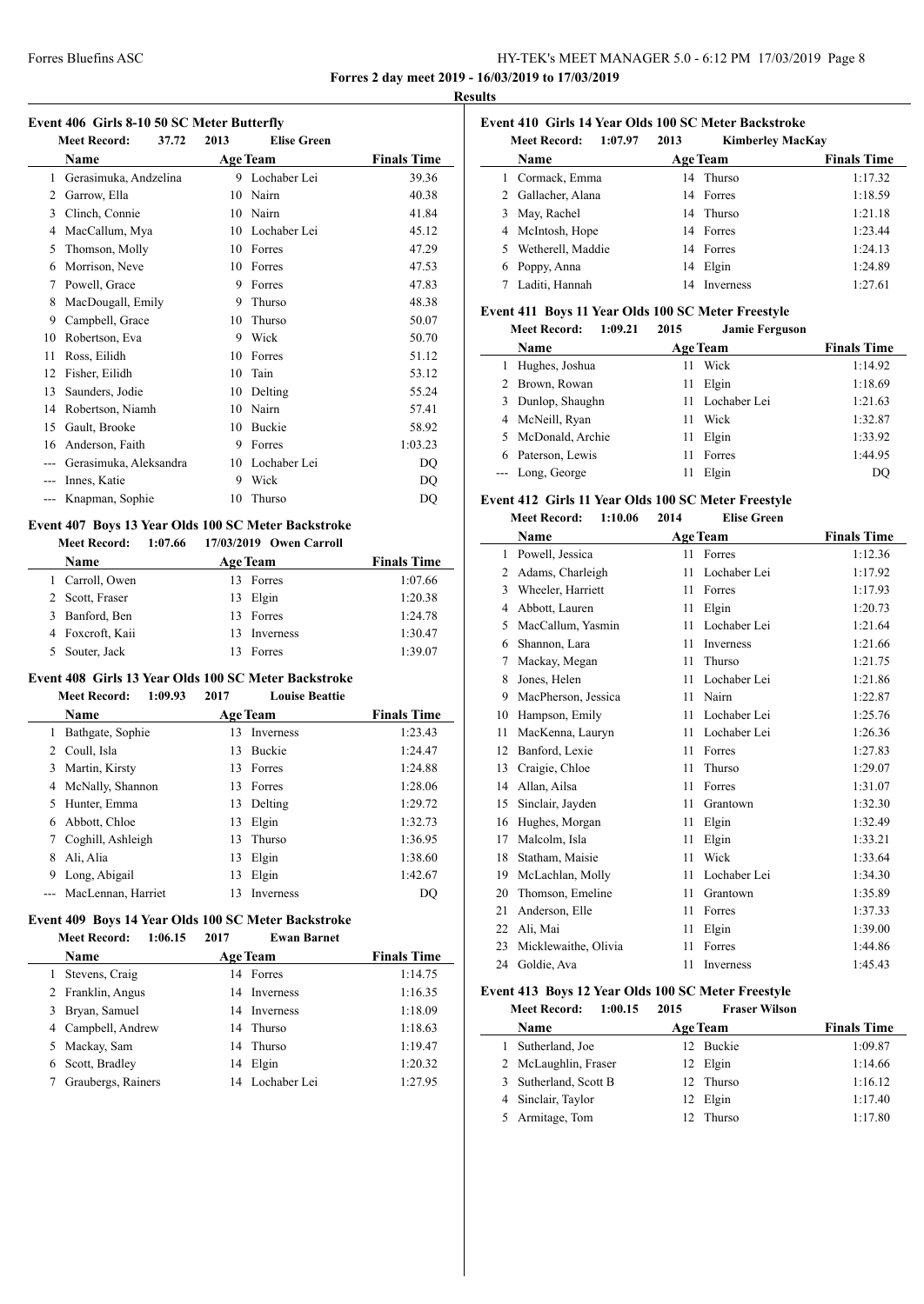## Results

### Event 406 Girls 8-10 50 SC Meter Butterfly

Meet Record: 37.72 2013 Elise Green

| | Name | Age | Team | Finals Time |
|---|---|---|---|---|
| 1 | Gerasimuka, Andzelina | 9 | Lochaber Lei | 39.36 |
| 2 | Garrow, Ella | 10 | Nairn | 40.38 |
| 3 | Clinch, Connie | 10 | Nairn | 41.84 |
| 4 | MacCallum, Mya | 10 | Lochaber Lei | 45.12 |
| 5 | Thomson, Molly | 10 | Forres | 47.29 |
| 6 | Morrison, Neve | 10 | Forres | 47.53 |
| 7 | Powell, Grace | 9 | Forres | 47.83 |
| 8 | MacDougall, Emily | 9 | Thurso | 48.38 |
| 9 | Campbell, Grace | 10 | Thurso | 50.07 |
| 10 | Robertson, Eva | 9 | Wick | 50.70 |
| 11 | Ross, Eilidh | 10 | Forres | 51.12 |
| 12 | Fisher, Eilidh | 10 | Tain | 53.12 |
| 13 | Saunders, Jodie | 10 | Delting | 55.24 |
| 14 | Robertson, Niamh | 10 | Nairn | 57.41 |
| 15 | Gault, Brooke | 10 | Buckie | 58.92 |
| 16 | Anderson, Faith | 9 | Forres | 1:03.23 |
| --- | Gerasimuka, Aleksandra | 10 | Lochaber Lei | DQ |
| --- | Innes, Katie | 9 | Wick | DQ |
| --- | Knapman, Sophie | 10 | Thurso | DQ |

### Event 407 Boys 13 Year Olds 100 SC Meter Backstroke

Meet Record: 1:07.66 17/03/2019 Owen Carroll

| | Name | Age | Team | Finals Time |
|---|---|---|---|---|
| 1 | Carroll, Owen | 13 | Forres | 1:07.66 |
| 2 | Scott, Fraser | 13 | Elgin | 1:20.38 |
| 3 | Banford, Ben | 13 | Forres | 1:24.78 |
| 4 | Foxcroft, Kaii | 13 | Inverness | 1:30.47 |
| 5 | Souter, Jack | 13 | Forres | 1:39.07 |

### Event 408 Girls 13 Year Olds 100 SC Meter Backstroke

Meet Record: 1:09.93 2017 Louise Beattie

| | Name | Age | Team | Finals Time |
|---|---|---|---|---|
| 1 | Bathgate, Sophie | 13 | Inverness | 1:23.43 |
| 2 | Coull, Isla | 13 | Buckie | 1:24.47 |
| 3 | Martin, Kirsty | 13 | Forres | 1:24.88 |
| 4 | McNally, Shannon | 13 | Forres | 1:28.06 |
| 5 | Hunter, Emma | 13 | Delting | 1:29.72 |
| 6 | Abbott, Chloe | 13 | Elgin | 1:32.73 |
| 7 | Coghill, Ashleigh | 13 | Thurso | 1:36.95 |
| 8 | Ali, Alia | 13 | Elgin | 1:38.60 |
| 9 | Long, Abigail | 13 | Elgin | 1:42.67 |
| --- | MacLennan, Harriet | 13 | Inverness | DQ |

### Event 409 Boys 14 Year Olds 100 SC Meter Backstroke

Meet Record: 1:06.15 2017 Ewan Barnet

| | Name | Age | Team | Finals Time |
|---|---|---|---|---|
| 1 | Stevens, Craig | 14 | Forres | 1:14.75 |
| 2 | Franklin, Angus | 14 | Inverness | 1:16.35 |
| 3 | Bryan, Samuel | 14 | Inverness | 1:18.09 |
| 4 | Campbell, Andrew | 14 | Thurso | 1:18.63 |
| 5 | Mackay, Sam | 14 | Thurso | 1:19.47 |
| 6 | Scott, Bradley | 14 | Elgin | 1:20.32 |
| 7 | Graubergs, Rainers | 14 | Lochaber Lei | 1:27.95 |

### Event 410 Girls 14 Year Olds 100 SC Meter Backstroke

Meet Record: 1:07.97 2013 Kimberley MacKay

| | Name | Age | Team | Finals Time |
|---|---|---|---|---|
| 1 | Cormack, Emma | 14 | Thurso | 1:17.32 |
| 2 | Gallacher, Alana | 14 | Forres | 1:18.59 |
| 3 | May, Rachel | 14 | Thurso | 1:21.18 |
| 4 | McIntosh, Hope | 14 | Forres | 1:23.44 |
| 5 | Wetherell, Maddie | 14 | Forres | 1:24.13 |
| 6 | Poppy, Anna | 14 | Elgin | 1:24.89 |
| 7 | Laditi, Hannah | 14 | Inverness | 1:27.61 |

### Event 411 Boys 11 Year Olds 100 SC Meter Freestyle

Meet Record: 1:09.21 2015 Jamie Ferguson

| | Name | Age | Team | Finals Time |
|---|---|---|---|---|
| 1 | Hughes, Joshua | 11 | Wick | 1:14.92 |
| 2 | Brown, Rowan | 11 | Elgin | 1:18.69 |
| 3 | Dunlop, Shaughn | 11 | Lochaber Lei | 1:21.63 |
| 4 | McNeill, Ryan | 11 | Wick | 1:32.87 |
| 5 | McDonald, Archie | 11 | Elgin | 1:33.92 |
| 6 | Paterson, Lewis | 11 | Forres | 1:44.95 |
| --- | Long, George | 11 | Elgin | DQ |

### Event 412 Girls 11 Year Olds 100 SC Meter Freestyle

Meet Record: 1:10.06 2014 Elise Green

| | Name | Age | Team | Finals Time |
|---|---|---|---|---|
| 1 | Powell, Jessica | 11 | Forres | 1:12.36 |
| 2 | Adams, Charleigh | 11 | Lochaber Lei | 1:17.92 |
| 3 | Wheeler, Harriett | 11 | Forres | 1:17.93 |
| 4 | Abbott, Lauren | 11 | Elgin | 1:20.73 |
| 5 | MacCallum, Yasmin | 11 | Lochaber Lei | 1:21.64 |
| 6 | Shannon, Lara | 11 | Inverness | 1:21.66 |
| 7 | Mackay, Megan | 11 | Thurso | 1:21.75 |
| 8 | Jones, Helen | 11 | Lochaber Lei | 1:21.86 |
| 9 | MacPherson, Jessica | 11 | Nairn | 1:22.87 |
| 10 | Hampson, Emily | 11 | Lochaber Lei | 1:25.76 |
| 11 | MacKenna, Lauryn | 11 | Lochaber Lei | 1:26.36 |
| 12 | Banford, Lexie | 11 | Forres | 1:27.83 |
| 13 | Craigie, Chloe | 11 | Thurso | 1:29.07 |
| 14 | Allan, Ailsa | 11 | Forres | 1:31.07 |
| 15 | Sinclair, Jayden | 11 | Grantown | 1:32.30 |
| 16 | Hughes, Morgan | 11 | Elgin | 1:32.49 |
| 17 | Malcolm, Isla | 11 | Elgin | 1:33.21 |
| 18 | Statham, Maisie | 11 | Wick | 1:33.64 |
| 19 | McLachlan, Molly | 11 | Lochaber Lei | 1:34.30 |
| 20 | Thomson, Emeline | 11 | Grantown | 1:35.89 |
| 21 | Anderson, Elle | 11 | Forres | 1:37.33 |
| 22 | Ali, Mai | 11 | Elgin | 1:39.00 |
| 23 | Micklewaithe, Olivia | 11 | Forres | 1:44.86 |
| 24 | Goldie, Ava | 11 | Inverness | 1:45.43 |

### Event 413 Boys 12 Year Olds 100 SC Meter Freestyle

Meet Record: 1:00.15 2015 Fraser Wilson

| | Name | Age | Team | Finals Time |
|---|---|---|---|---|
| 1 | Sutherland, Joe | 12 | Buckie | 1:09.87 |
| 2 | McLaughlin, Fraser | 12 | Elgin | 1:14.66 |
| 3 | Sutherland, Scott B | 12 | Thurso | 1:16.12 |
| 4 | Sinclair, Taylor | 12 | Elgin | 1:17.40 |
| 5 | Armitage, Tom | 12 | Thurso | 1:17.80 |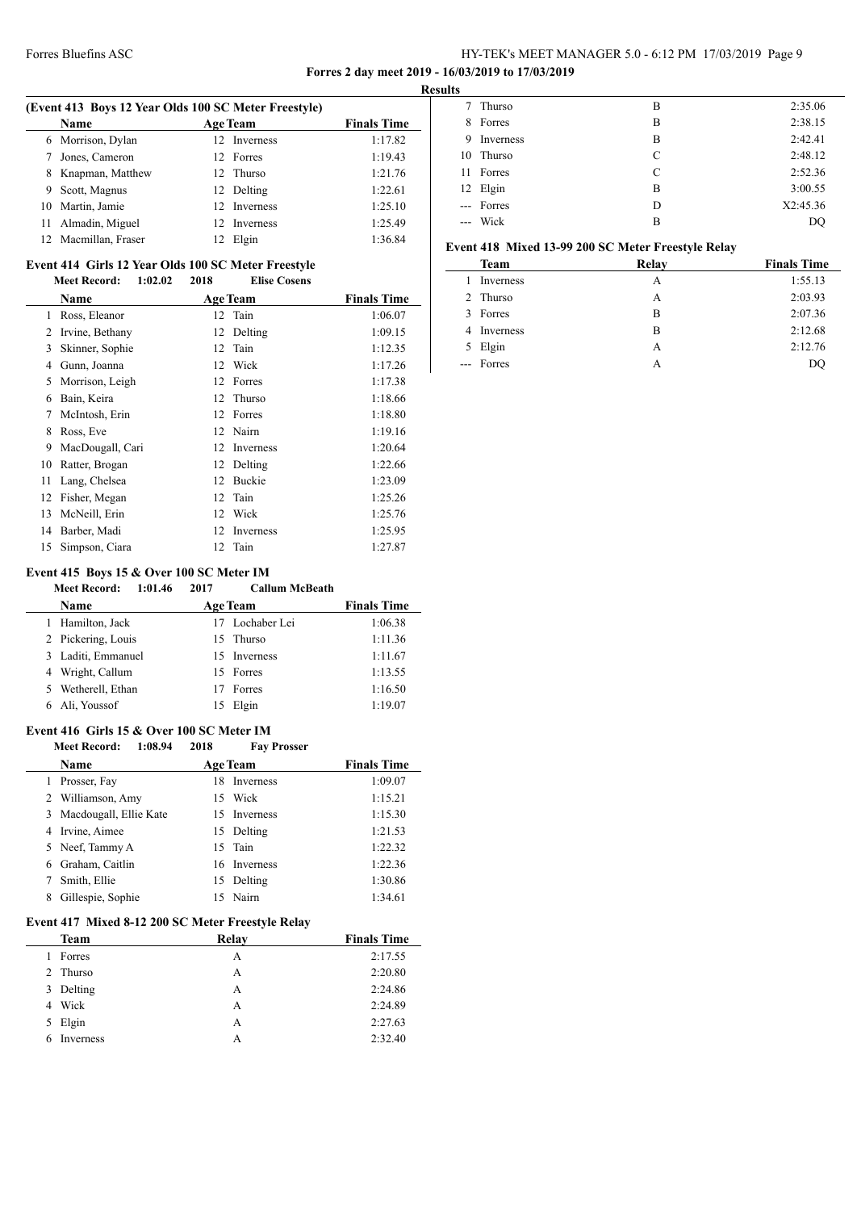**Forres 2 day meet 2019 - 16/03/2019 to 17/03/2019**

**Results**

### (Event 413 Boys 12 Year Olds 100 SC Meter Freestyle)

| | Name | Age | Team | Finals Time |
|---|---|---|---|---|
| 6 | Morrison, Dylan | 12 | Inverness | 1:17.82 |
| 7 | Jones, Cameron | 12 | Forres | 1:19.43 |
| 8 | Knapman, Matthew | 12 | Thurso | 1:21.76 |
| 9 | Scott, Magnus | 12 | Delting | 1:22.61 |
| 10 | Martin, Jamie | 12 | Inverness | 1:25.10 |
| 11 | Almadin, Miguel | 12 | Inverness | 1:25.49 |
| 12 | Macmillan, Fraser | 12 | Elgin | 1:36.84 |

### Event 414 Girls 12 Year Olds 100 SC Meter Freestyle

**Meet Record: 1:02.02 2018 Elise Cosens**

| | Name | Age | Team | Finals Time |
|---|---|---|---|---|
| 1 | Ross, Eleanor | 12 | Tain | 1:06.07 |
| 2 | Irvine, Bethany | 12 | Delting | 1:09.15 |
| 3 | Skinner, Sophie | 12 | Tain | 1:12.35 |
| 4 | Gunn, Joanna | 12 | Wick | 1:17.26 |
| 5 | Morrison, Leigh | 12 | Forres | 1:17.38 |
| 6 | Bain, Keira | 12 | Thurso | 1:18.66 |
| 7 | McIntosh, Erin | 12 | Forres | 1:18.80 |
| 8 | Ross, Eve | 12 | Nairn | 1:19.16 |
| 9 | MacDougall, Cari | 12 | Inverness | 1:20.64 |
| 10 | Ratter, Brogan | 12 | Delting | 1:22.66 |
| 11 | Lang, Chelsea | 12 | Buckie | 1:23.09 |
| 12 | Fisher, Megan | 12 | Tain | 1:25.26 |
| 13 | McNeill, Erin | 12 | Wick | 1:25.76 |
| 14 | Barber, Madi | 12 | Inverness | 1:25.95 |
| 15 | Simpson, Ciara | 12 | Tain | 1:27.87 |

### Event 415 Boys 15 & Over 100 SC Meter IM

**Meet Record: 1:01.46 2017 Callum McBeath**

| | Name | Age | Team | Finals Time |
|---|---|---|---|---|
| 1 | Hamilton, Jack | 17 | Lochaber Lei | 1:06.38 |
| 2 | Pickering, Louis | 15 | Thurso | 1:11.36 |
| 3 | Laditi, Emmanuel | 15 | Inverness | 1:11.67 |
| 4 | Wright, Callum | 15 | Forres | 1:13.55 |
| 5 | Wetherell, Ethan | 17 | Forres | 1:16.50 |
| 6 | Ali, Youssof | 15 | Elgin | 1:19.07 |

### Event 416 Girls 15 & Over 100 SC Meter IM

**Meet Record: 1:08.94 2018 Fay Prosser**

| | Name | Age | Team | Finals Time |
|---|---|---|---|---|
| 1 | Prosser, Fay | 18 | Inverness | 1:09.07 |
| 2 | Williamson, Amy | 15 | Wick | 1:15.21 |
| 3 | Macdougall, Ellie Kate | 15 | Inverness | 1:15.30 |
| 4 | Irvine, Aimee | 15 | Delting | 1:21.53 |
| 5 | Neef, Tammy A | 15 | Tain | 1:22.32 |
| 6 | Graham, Caitlin | 16 | Inverness | 1:22.36 |
| 7 | Smith, Ellie | 15 | Delting | 1:30.86 |
| 8 | Gillespie, Sophie | 15 | Nairn | 1:34.61 |

### Event 417 Mixed 8-12 200 SC Meter Freestyle Relay

| | Team | Relay | Finals Time |
|---|---|---|---|
| 1 | Forres | A | 2:17.55 |
| 2 | Thurso | A | 2:20.80 |
| 3 | Delting | A | 2:24.86 |
| 4 | Wick | A | 2:24.89 |
| 5 | Elgin | A | 2:27.63 |
| 6 | Inverness | A | 2:32.40 |
| 7 | Thurso | B | 2:35.06 |
| 8 | Forres | B | 2:38.15 |
| 9 | Inverness | B | 2:42.41 |
| 10 | Thurso | C | 2:48.12 |
| 11 | Forres | C | 2:52.36 |
| 12 | Elgin | B | 3:00.55 |
| --- | Forres | D | X2:45.36 |
| --- | Wick | B | DQ |

### Event 418 Mixed 13-99 200 SC Meter Freestyle Relay

| | Team | Relay | Finals Time |
|---|---|---|---|
| 1 | Inverness | A | 1:55.13 |
| 2 | Thurso | A | 2:03.93 |
| 3 | Forres | B | 2:07.36 |
| 4 | Inverness | B | 2:12.68 |
| 5 | Elgin | A | 2:12.76 |
| --- | Forres | A | DQ |